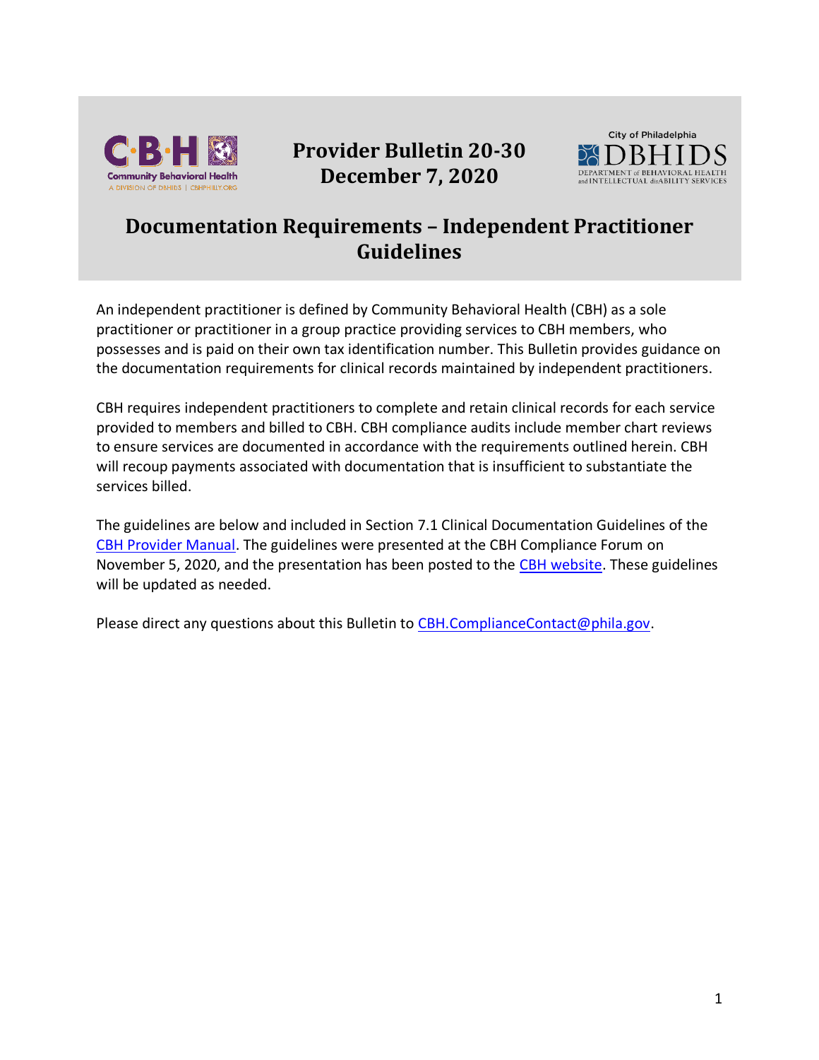**Provider Bulletin 20-30**
**December 7, 2020**

# Documentation Requirements – Independent Practitioner Guidelines

An independent practitioner is defined by Community Behavioral Health (CBH) as a sole practitioner or practitioner in a group practice providing services to CBH members, who possesses and is paid on their own tax identification number. This Bulletin provides guidance on the documentation requirements for clinical records maintained by independent practitioners.

CBH requires independent practitioners to complete and retain clinical records for each service provided to members and billed to CBH. CBH compliance audits include member chart reviews to ensure services are documented in accordance with the requirements outlined herein. CBH will recoup payments associated with documentation that is insufficient to substantiate the services billed.

The guidelines are below and included in Section 7.1 Clinical Documentation Guidelines of the CBH Provider Manual. The guidelines were presented at the CBH Compliance Forum on November 5, 2020, and the presentation has been posted to the CBH website. These guidelines will be updated as needed.

Please direct any questions about this Bulletin to CBH.ComplianceContact@phila.gov.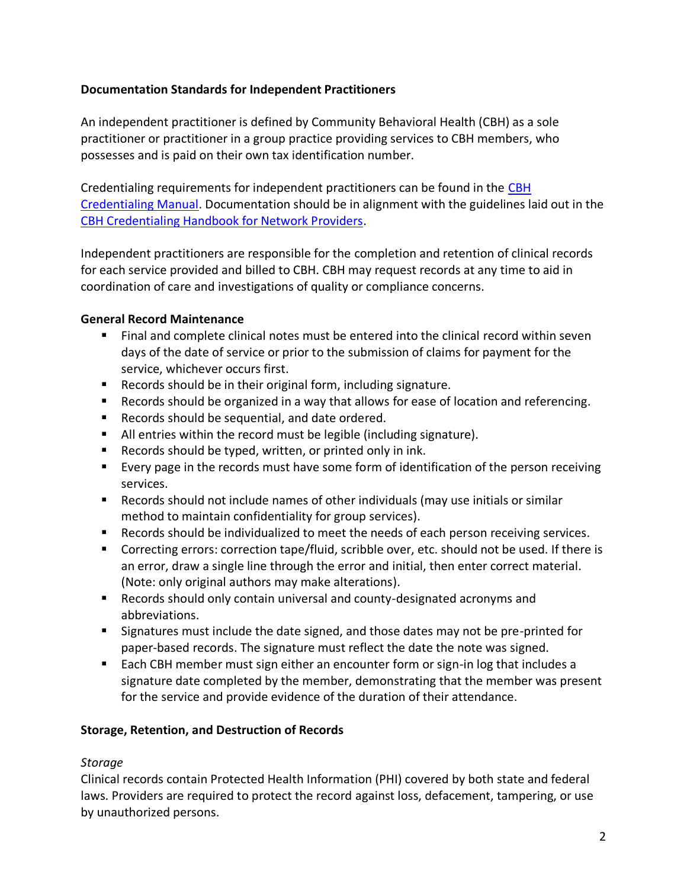**Documentation Standards for Independent Practitioners**

An independent practitioner is defined by Community Behavioral Health (CBH) as a sole practitioner or practitioner in a group practice providing services to CBH members, who possesses and is paid on their own tax identification number.

Credentialing requirements for independent practitioners can be found in the CBH Credentialing Manual. Documentation should be in alignment with the guidelines laid out in the CBH Credentialing Handbook for Network Providers.

Independent practitioners are responsible for the completion and retention of clinical records for each service provided and billed to CBH. CBH may request records at any time to aid in coordination of care and investigations of quality or compliance concerns.

**General Record Maintenance**

- Final and complete clinical notes must be entered into the clinical record within seven days of the date of service or prior to the submission of claims for payment for the service, whichever occurs first.
- Records should be in their original form, including signature.
- Records should be organized in a way that allows for ease of location and referencing.
- Records should be sequential, and date ordered.
- All entries within the record must be legible (including signature).
- Records should be typed, written, or printed only in ink.
- Every page in the records must have some form of identification of the person receiving services.
- Records should not include names of other individuals (may use initials or similar method to maintain confidentiality for group services).
- Records should be individualized to meet the needs of each person receiving services.
- Correcting errors: correction tape/fluid, scribble over, etc. should not be used. If there is an error, draw a single line through the error and initial, then enter correct material. (Note: only original authors may make alterations).
- Records should only contain universal and county-designated acronyms and abbreviations.
- Signatures must include the date signed, and those dates may not be pre-printed for paper-based records. The signature must reflect the date the note was signed.
- Each CBH member must sign either an encounter form or sign-in log that includes a signature date completed by the member, demonstrating that the member was present for the service and provide evidence of the duration of their attendance.

**Storage, Retention, and Destruction of Records**

*Storage*

Clinical records contain Protected Health Information (PHI) covered by both state and federal laws. Providers are required to protect the record against loss, defacement, tampering, or use by unauthorized persons.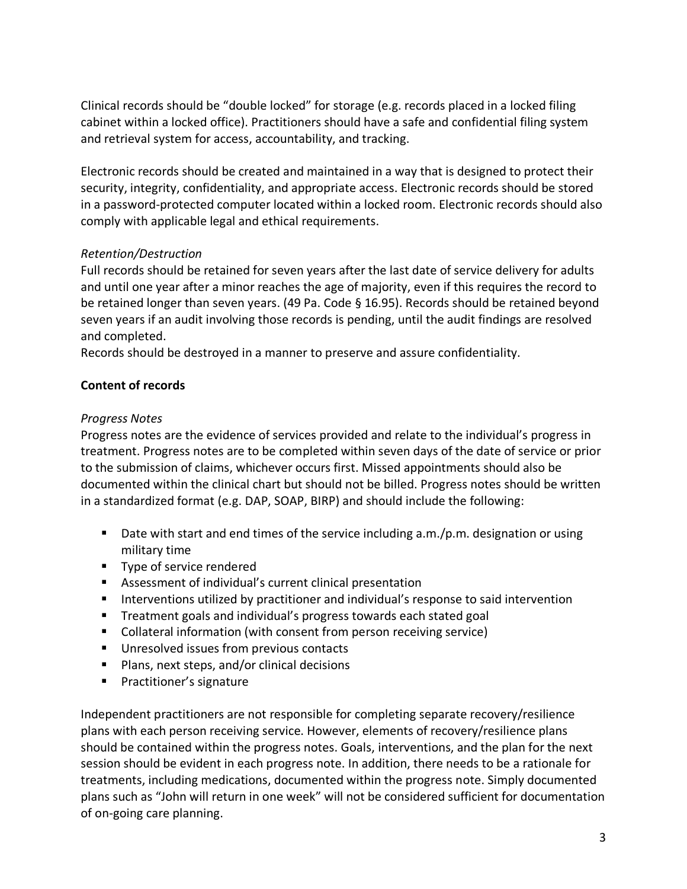Clinical records should be "double locked" for storage (e.g. records placed in a locked filing cabinet within a locked office). Practitioners should have a safe and confidential filing system and retrieval system for access, accountability, and tracking.

Electronic records should be created and maintained in a way that is designed to protect their security, integrity, confidentiality, and appropriate access. Electronic records should be stored in a password-protected computer located within a locked room. Electronic records should also comply with applicable legal and ethical requirements.

*Retention/Destruction*

Full records should be retained for seven years after the last date of service delivery for adults and until one year after a minor reaches the age of majority, even if this requires the record to be retained longer than seven years. (49 Pa. Code § 16.95). Records should be retained beyond seven years if an audit involving those records is pending, until the audit findings are resolved and completed.

Records should be destroyed in a manner to preserve and assure confidentiality.

**Content of records**

*Progress Notes*

Progress notes are the evidence of services provided and relate to the individual's progress in treatment. Progress notes are to be completed within seven days of the date of service or prior to the submission of claims, whichever occurs first. Missed appointments should also be documented within the clinical chart but should not be billed. Progress notes should be written in a standardized format (e.g. DAP, SOAP, BIRP) and should include the following:

- Date with start and end times of the service including a.m./p.m. designation or using military time
- Type of service rendered
- Assessment of individual's current clinical presentation
- Interventions utilized by practitioner and individual's response to said intervention
- Treatment goals and individual's progress towards each stated goal
- Collateral information (with consent from person receiving service)
- Unresolved issues from previous contacts
- Plans, next steps, and/or clinical decisions
- Practitioner's signature

Independent practitioners are not responsible for completing separate recovery/resilience plans with each person receiving service. However, elements of recovery/resilience plans should be contained within the progress notes. Goals, interventions, and the plan for the next session should be evident in each progress note. In addition, there needs to be a rationale for treatments, including medications, documented within the progress note. Simply documented plans such as "John will return in one week" will not be considered sufficient for documentation of on-going care planning.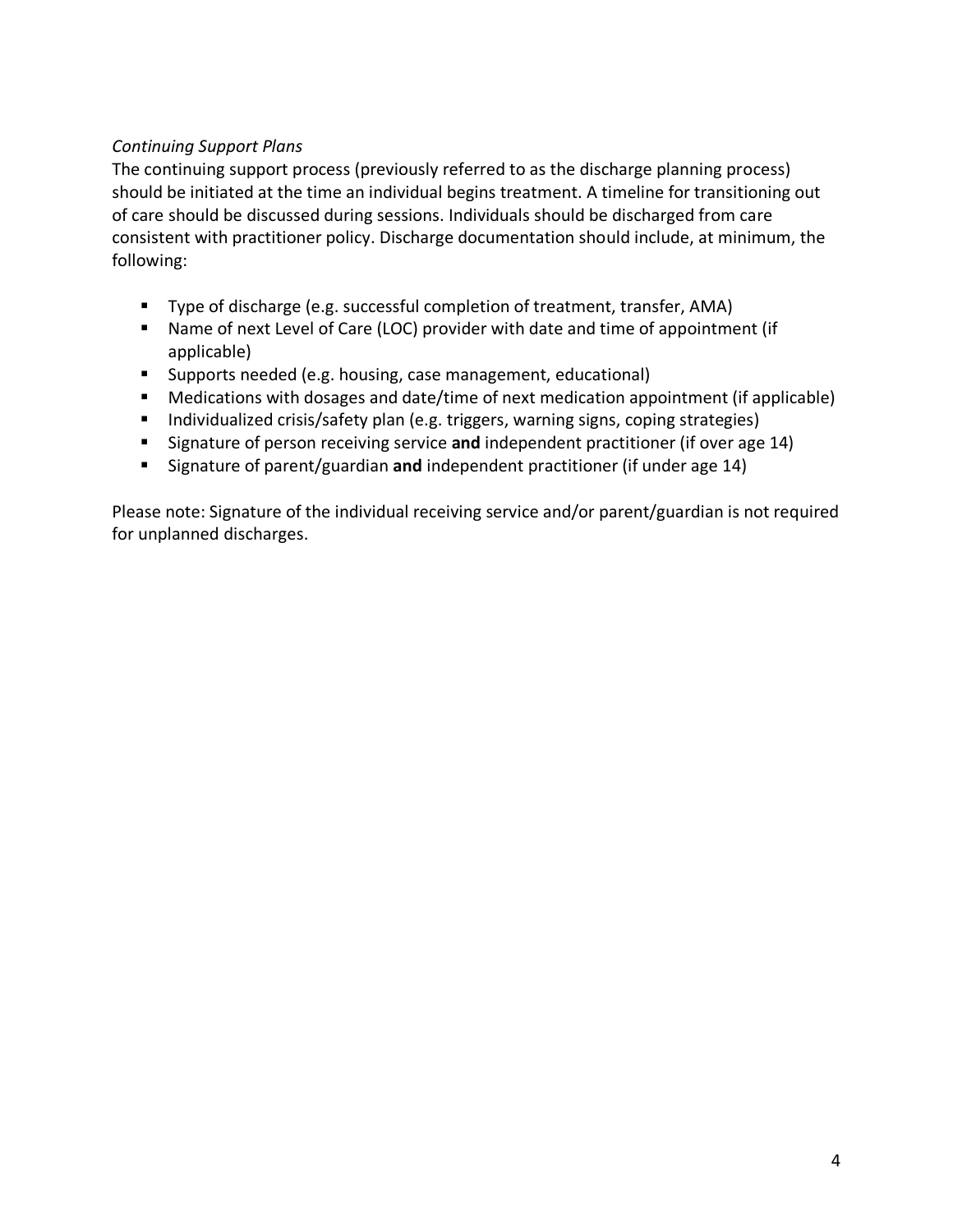*Continuing Support Plans*

The continuing support process (previously referred to as the discharge planning process) should be initiated at the time an individual begins treatment. A timeline for transitioning out of care should be discussed during sessions. Individuals should be discharged from care consistent with practitioner policy. Discharge documentation should include, at minimum, the following:

- Type of discharge (e.g. successful completion of treatment, transfer, AMA)
- Name of next Level of Care (LOC) provider with date and time of appointment (if applicable)
- Supports needed (e.g. housing, case management, educational)
- Medications with dosages and date/time of next medication appointment (if applicable)
- Individualized crisis/safety plan (e.g. triggers, warning signs, coping strategies)
- Signature of person receiving service **and** independent practitioner (if over age 14)
- Signature of parent/guardian **and** independent practitioner (if under age 14)

Please note: Signature of the individual receiving service and/or parent/guardian is not required for unplanned discharges.